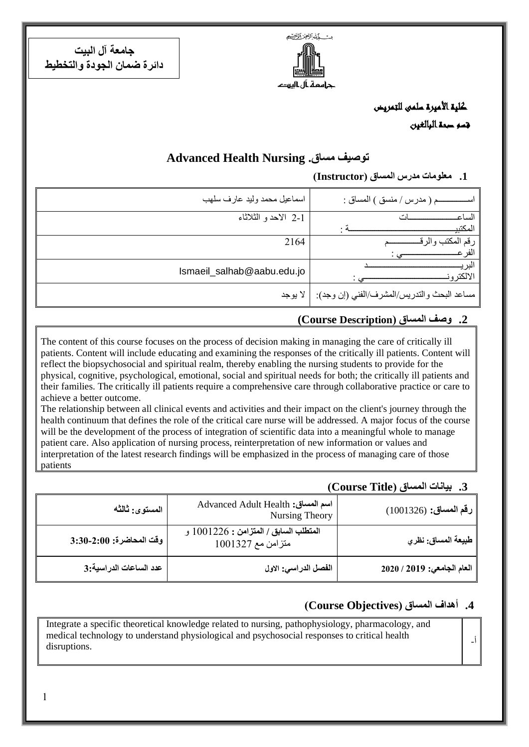**جامعة آل البيت**
**دائرة ضمان الجودة والتخطيط**

بسم الله الرحمن الرحيم

جامعة آل البيت

**كلية الأميرة سلمى للتمريض**

**قسم صحة البالغين**

## توصيف مساق. Advanced Health Nursing

### 1. معلومات مدرس المساق (Instructor)

| | |
|---|---|
| اســـــــم ( مدرس / منسق ) المساق : | اسماعيل محمد وليد عارف سلهب |
| الساعـــــــــــــات المكتبيـــــــــــــــــــــــة : | 1-2 الاحد و الثلاثاء |
| رقم المكتب والرقـــــــــم الفرعـــــــــــــي : | 2164 |
| البريـــــــــــــــــــــــد الالكترونـــــــــــــــــي : | Ismaeil_salhab@aabu.edu.jo |
| مساعد البحث والتدريس/المشرف/الفني (إن وجد): | لا يوجد |

### 2. وصف المساق (Course Description)

The content of this course focuses on the process of decision making in managing the care of critically ill patients. Content will include educating and examining the responses of the critically ill patients. Content will reflect the biopsychosocial and spiritual realm, thereby enabling the nursing students to provide for the physical, cognitive, psychological, emotional, social and spiritual needs for both; the critically ill patients and their families. The critically ill patients require a comprehensive care through collaborative practice or care to achieve a better outcome.

The relationship between all clinical events and activities and their impact on the client's journey through the health continuum that defines the role of the critical care nurse will be addressed. A major focus of the course will be the development of the process of integration of scientific data into a meaningful whole to manage patient care. Also application of nursing process, reinterpretation of new information or values and interpretation of the latest research findings will be emphasized in the process of managing care of those patients

### 3. بيانات المساق (Course Title)

| | | |
|---|---|---|
| **رقم المساق:** (1001326) | **اسم المساق:** Advanced Adult Health Nursing Theory | **المستوى: ثالثه** |
| **طبيعة المساق: نظري** | **المتطلب السابق / المتزامن :** 1001226 و متزامن مع 1001327 | **وقت المحاضرة: 2:00-3:30** |
| **العام الجامعي: 2019 / 2020** | **الفصل الدراسي: الاول** | **عدد الساعات الدراسية:3** |

### 4. أهداف المساق (Course Objectives)

| | |
|---|---|
| أ- | Integrate a specific theoretical knowledge related to nursing, pathophysiology, pharmacology, and medical technology to understand physiological and psychosocial responses to critical health disruptions. |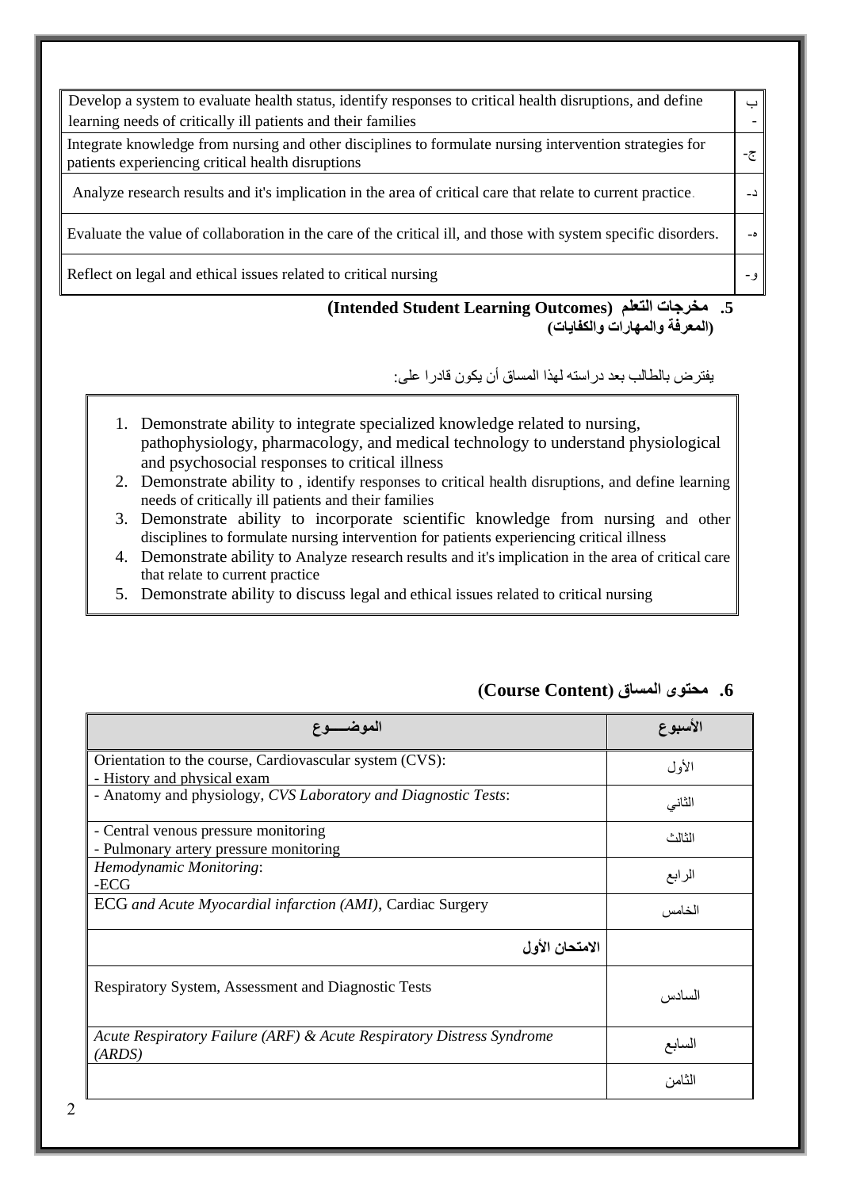| | |
|---|---|
| Develop a system to evaluate health status, identify responses to critical health disruptions, and define learning needs of critically ill patients and their families | ب- |
| Integrate knowledge from nursing and other disciplines to formulate nursing intervention strategies for patients experiencing critical health disruptions | ج- |
| Analyze research results and it's implication in the area of critical care that relate to current practice. | د- |
| Evaluate the value of collaboration in the care of the critical ill, and those with system specific disorders. | ه- |
| Reflect on legal and ethical issues related to critical nursing | و- |

## 5. مخرجات التعلم (Intended Student Learning Outcomes)
**(المعرفة والمهارات والكفايات)**

يفترض بالطالب بعد دراسته لهذا المساق أن يكون قادرا على:

1. Demonstrate ability to integrate specialized knowledge related to nursing, pathophysiology, pharmacology, and medical technology to understand physiological and psychosocial responses to critical illness
2. Demonstrate ability to , identify responses to critical health disruptions, and define learning needs of critically ill patients and their families
3. Demonstrate ability to incorporate scientific knowledge from nursing and other disciplines to formulate nursing intervention for patients experiencing critical illness
4. Demonstrate ability to Analyze research results and it's implication in the area of critical care that relate to current practice
5. Demonstrate ability to discuss legal and ethical issues related to critical nursing

## 6. محتوى المساق (Course Content)

| الموضـــوع | الأسبوع |
|---|---|
| Orientation to the course, Cardiovascular system (CVS):<br>- History and physical exam | الأول |
| - Anatomy and physiology, *CVS Laboratory and Diagnostic Tests*: | الثاني |
| - Central venous pressure monitoring<br>- Pulmonary artery pressure monitoring | الثالث |
| *Hemodynamic Monitoring*:<br>-ECG | الرابع |
| ECG *and Acute Myocardial infarction (AMI)*, Cardiac Surgery | الخامس |
| **الامتحان الأول** | |
| Respiratory System, Assessment and Diagnostic Tests | السادس |
| *Acute Respiratory Failure (ARF) & Acute Respiratory Distress Syndrome (ARDS)* | السابع |
| | الثامن |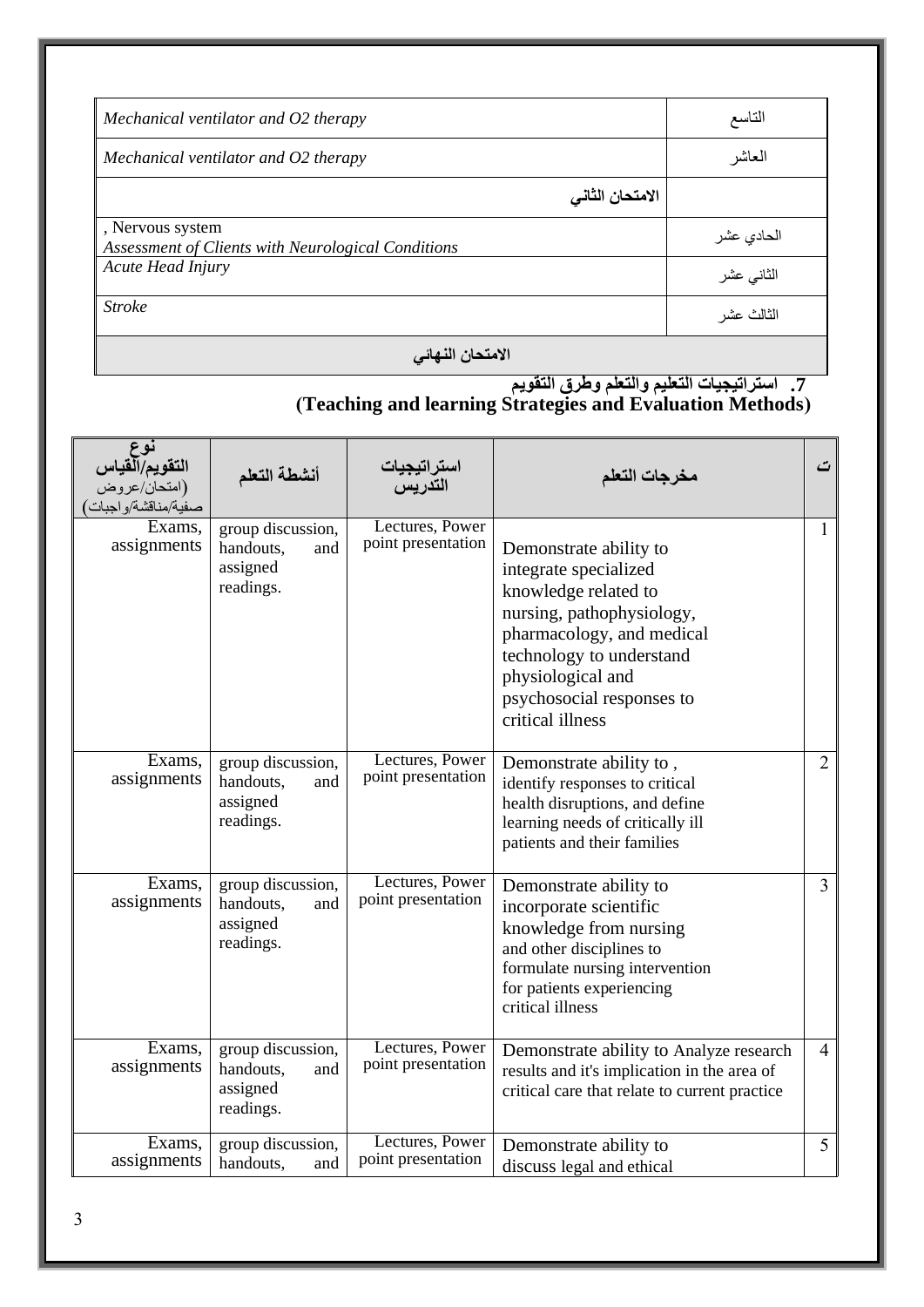| | |
|---|---|
| *Mechanical ventilator and O2 therapy* | التاسع |
| *Mechanical ventilator and O2 therapy* | العاشر |
| **الامتحان الثاني** | |
| , Nervous system<br>*Assessment of Clients with Neurological Conditions* | الحادي عشر |
| *Acute Head Injury* | الثاني عشر |
| *Stroke* | الثالث عشر |
| **الامتحان النهائي** | |

## 7. استراتيجيات التعليم والتعلم وطرق التقويم
## (Teaching and learning Strategies and Evaluation Methods)

| نوع التقويم/القياس (امتحان/عروض صفية/مناقشة/واجبات) | أنشطة التعلم | استراتيجيات التدريس | مخرجات التعلم | ت |
|---|---|---|---|---|
| Exams, assignments | group discussion, handouts, and assigned readings. | Lectures, Power point presentation | Demonstrate ability to integrate specialized knowledge related to nursing, pathophysiology, pharmacology, and medical technology to understand physiological and psychosocial responses to critical illness | 1 |
| Exams, assignments | group discussion, handouts, and assigned readings. | Lectures, Power point presentation | Demonstrate ability to , identify responses to critical health disruptions, and define learning needs of critically ill patients and their families | 2 |
| Exams, assignments | group discussion, handouts, and assigned readings. | Lectures, Power point presentation | Demonstrate ability to incorporate scientific knowledge from nursing and other disciplines to formulate nursing intervention for patients experiencing critical illness | 3 |
| Exams, assignments | group discussion, handouts, and assigned readings. | Lectures, Power point presentation | Demonstrate ability to Analyze research results and it's implication in the area of critical care that relate to current practice | 4 |
| Exams, assignments | group discussion, handouts, and | Lectures, Power point presentation | Demonstrate ability to discuss legal and ethical | 5 |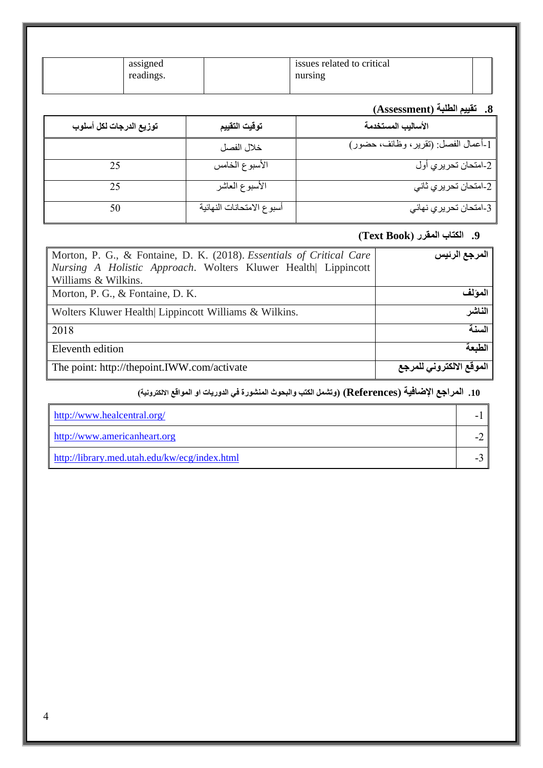| | | | | |
|---|---|---|---|---|
| | assigned readings. | | issues related to critical nursing | |

### 8. تقييم الطلبة (Assessment)

| الأساليب المستخدمة | توقيت التقييم | توزيع الدرجات لكل أسلوب |
|---|---|---|
| 1-أعمال الفصل: (تقرير، وظائف، حضور) | خلال الفصل | |
| 2-امتحان تحريري أول | الأسبوع الخامس | 25 |
| 2-امتحان تحريري ثاني | الأسبوع العاشر | 25 |
| 3-امتحان تحريري نهائي | أسبوع الامتحانات النهائية | 50 |

### 9. الكتاب المقرر (Text Book)

| | |
|---|---|
| **المرجع الرئيس** | Morton, P. G., & Fontaine, D. K. (2018). *Essentials of Critical Care Nursing A Holistic Approach*. Wolters Kluwer Health\| Lippincott Williams & Wilkins. |
| **المؤلف** | Morton, P. G., & Fontaine, D. K. |
| **الناشر** | Wolters Kluwer Health\| Lippincott Williams & Wilkins. |
| **السنة** | 2018 |
| **الطبعة** | Eleventh edition |
| **الموقع الالكتروني للمرجع** | The point: http://thepoint.IWW.com/activate |

### 10. المراجع الإضافية (References) (وتشمل الكتب والبحوث المنشورة في الدوريات او المواقع الالكترونية)

| | |
|---|---|
| -1 | http://www.healcentral.org/ |
| -2 | http://www.americanheart.org |
| -3 | http://library.med.utah.edu/kw/ecg/index.html |